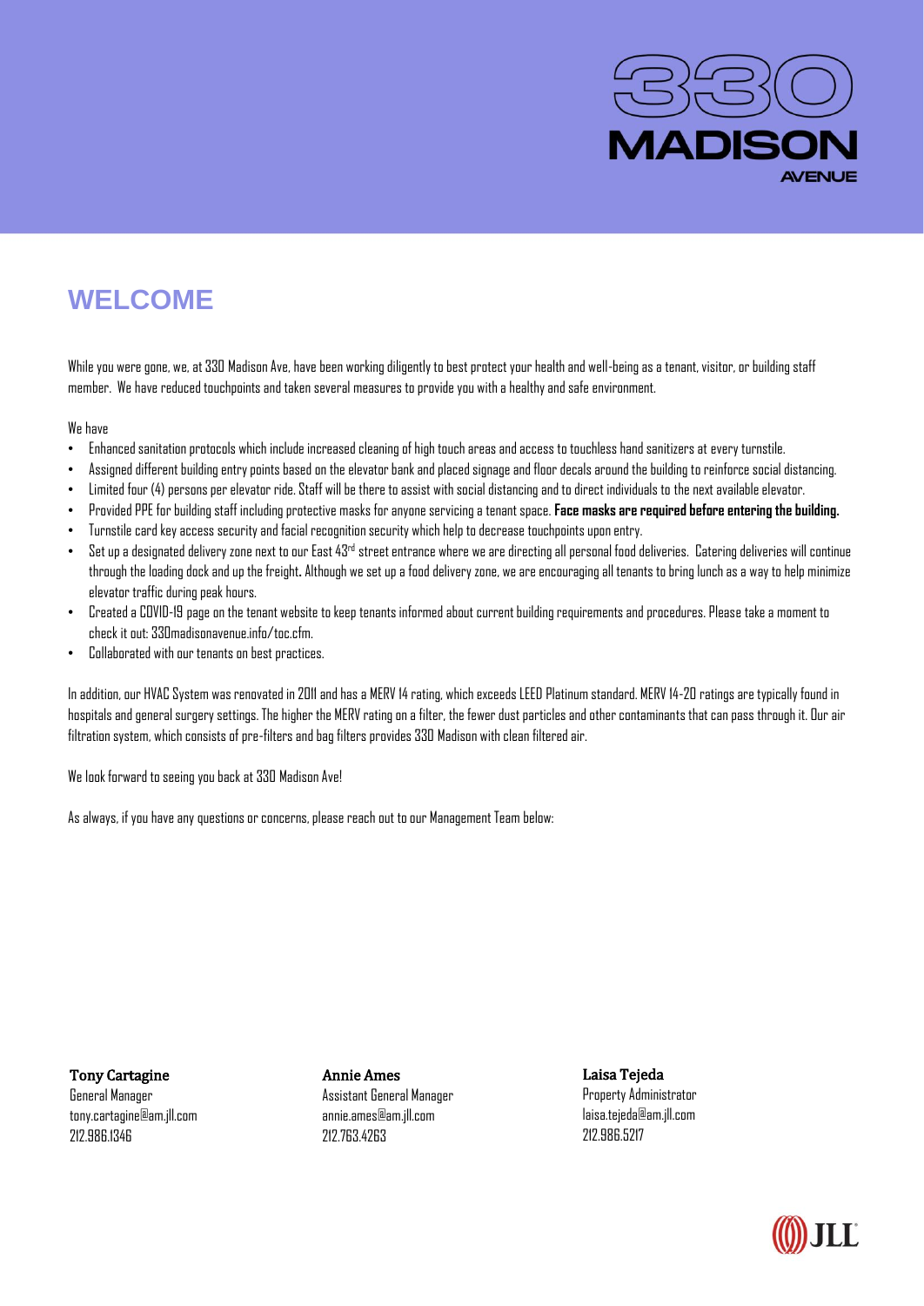330 MADISON AVENUE

# WELCOME

While you were gone, we, at 330 Madison Ave, have been working diligently to best protect your health and well-being as a tenant, visitor, or building staff member. We have reduced touchpoints and taken several measures to provide you with a healthy and safe environment.

We have

- Enhanced sanitation protocols which include increased cleaning of high touch areas and access to touchless hand sanitizers at every turnstile.
- Assigned different building entry points based on the elevator bank and placed signage and floor decals around the building to reinforce social distancing.
- Limited four (4) persons per elevator ride. Staff will be there to assist with social distancing and to direct individuals to the next available elevator.
- Provided PPE for building staff including protective masks for anyone servicing a tenant space. **Face masks are required before entering the building.**
- Turnstile card key access security and facial recognition security which help to decrease touchpoints upon entry.
- Set up a designated delivery zone next to our East 43rd street entrance where we are directing all personal food deliveries. Catering deliveries will continue through the loading dock and up the freight. Although we set up a food delivery zone, we are encouraging all tenants to bring lunch as a way to help minimize elevator traffic during peak hours.
- Created a COVID-19 page on the tenant website to keep tenants informed about current building requirements and procedures. Please take a moment to check it out: 330madisonavenue.info/toc.cfm.
- Collaborated with our tenants on best practices.

In addition, our HVAC System was renovated in 2011 and has a MERV 14 rating, which exceeds LEED Platinum standard. MERV 14-20 ratings are typically found in hospitals and general surgery settings. The higher the MERV rating on a filter, the fewer dust particles and other contaminants that can pass through it. Our air filtration system, which consists of pre-filters and bag filters provides 330 Madison with clean filtered air.

We look forward to seeing you back at 330 Madison Ave!

As always, if you have any questions or concerns, please reach out to our Management Team below:

**Tony Cartagine**
General Manager
tony.cartagine@am.jll.com
212.986.1346

**Annie Ames**
Assistant General Manager
annie.ames@am.jll.com
212.763.4263

**Laisa Tejeda**
Property Administrator
laisa.tejeda@am.jll.com
212.986.5217

JLL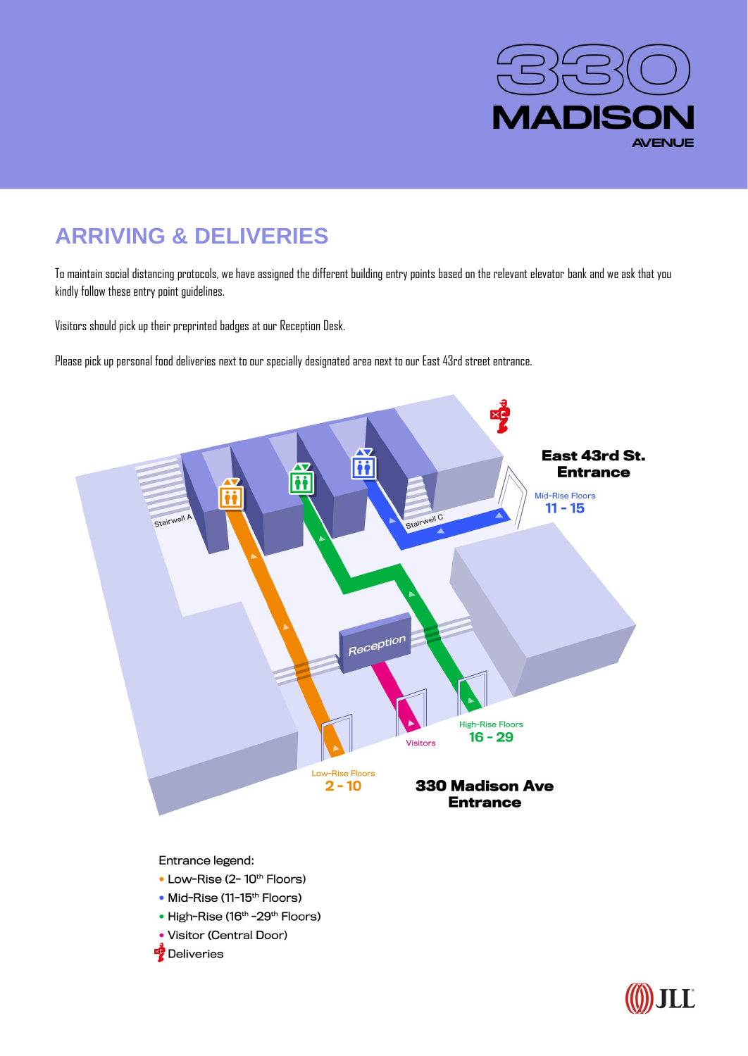330 MADISON AVENUE

## ARRIVING & DELIVERIES

To maintain social distancing protocols, we have assigned the different building entry points based on the relevant elevator bank and we ask that you kindly follow these entry point guidelines.

Visitors should pick up their preprinted badges at our Reception Desk.

Please pick up personal food deliveries next to our specially designated area next to our East 43rd street entrance.

Stairwell A

Stairwell C

**East 43rd St. Entrance**

Mid-Rise Floors
11 - 15

Reception

High-Rise Floors
16 - 29

Visitors

Low-Rise Floors
2 - 10

**330 Madison Ave Entrance**

Entrance legend:

- Low-Rise (2- 10th Floors)
- Mid-Rise (11-15th Floors)
- High-Rise (16th -29th Floors)
- Visitor (Central Door)
- Deliveries

JLL